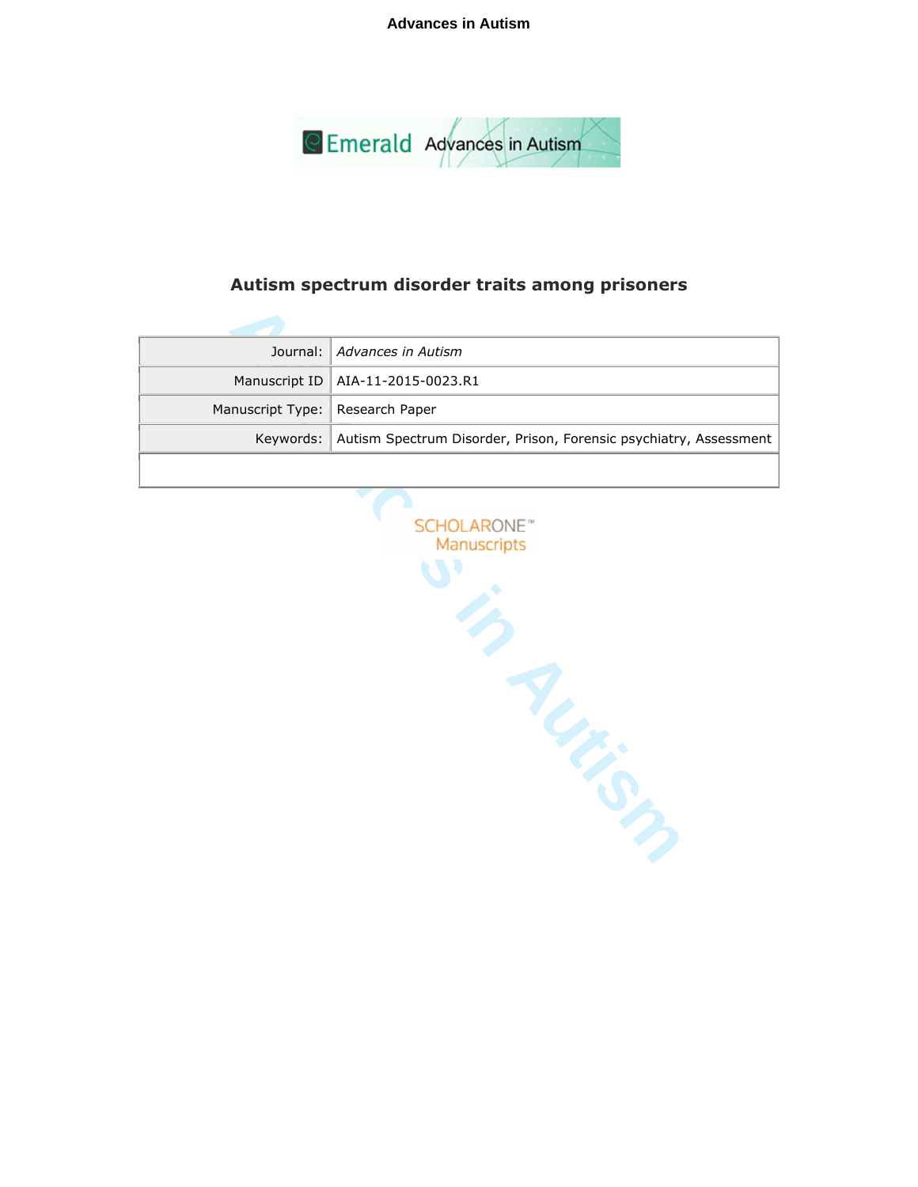# Autism spectrum disorder traits among prisoners

| Journal: | *Advances in Autism* |
|---|---|
| Manuscript ID | AIA-11-2015-0023.R1 |
| Manuscript Type: | Research Paper |
| Keywords: | Autism Spectrum Disorder, Prison, Forensic psychiatry, Assessment |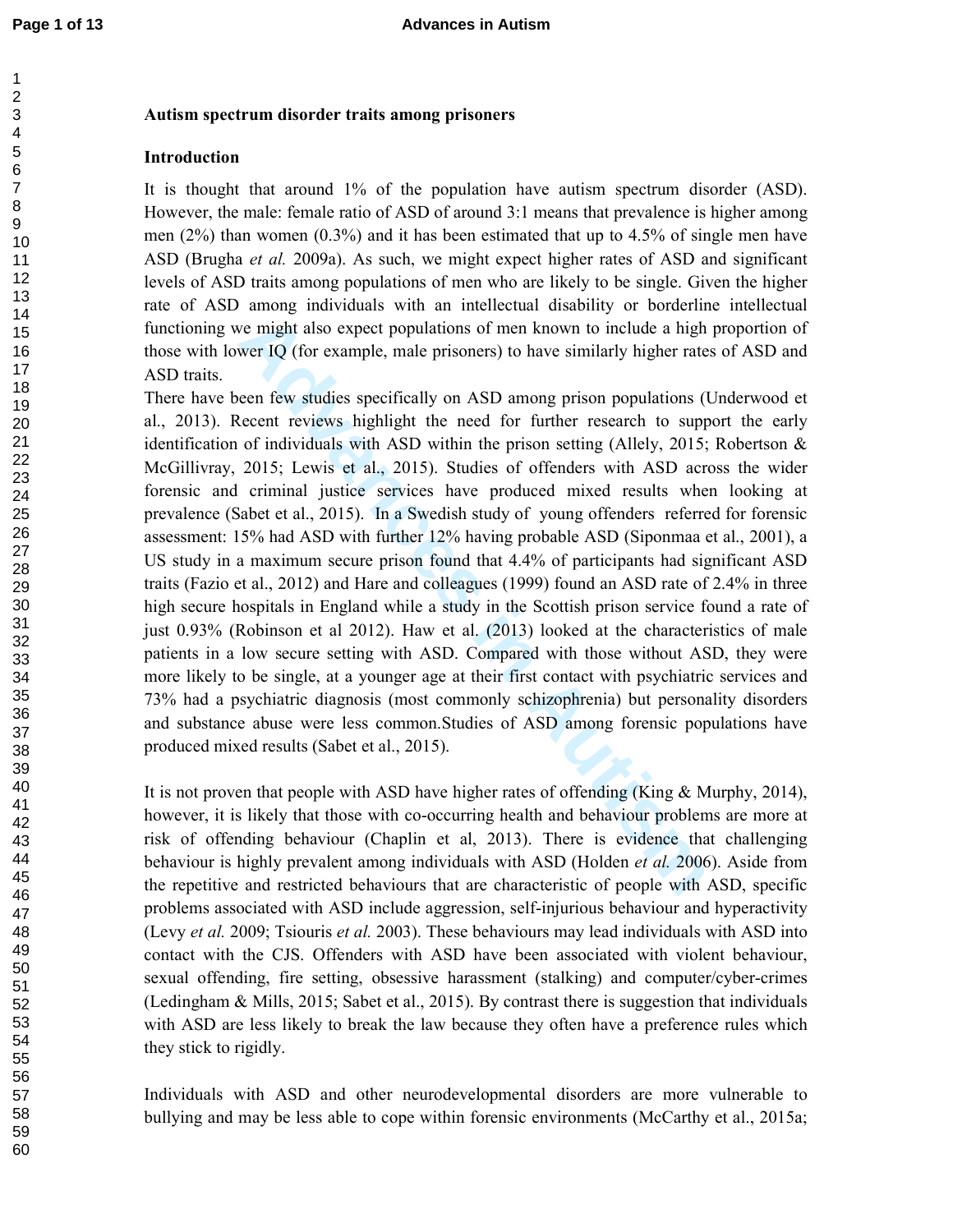**Autism spectrum disorder traits among prisoners**

**Introduction**

It is thought that around 1% of the population have autism spectrum disorder (ASD). However, the male: female ratio of ASD of around 3:1 means that prevalence is higher among men (2%) than women (0.3%) and it has been estimated that up to 4.5% of single men have ASD (Brugha *et al.* 2009a). As such, we might expect higher rates of ASD and significant levels of ASD traits among populations of men who are likely to be single. Given the higher rate of ASD among individuals with an intellectual disability or borderline intellectual functioning we might also expect populations of men known to include a high proportion of those with lower IQ (for example, male prisoners) to have similarly higher rates of ASD and ASD traits.

There have been few studies specifically on ASD among prison populations (Underwood et al., 2013). Recent reviews highlight the need for further research to support the early identification of individuals with ASD within the prison setting (Allely, 2015; Robertson & McGillivray, 2015; Lewis et al., 2015). Studies of offenders with ASD across the wider forensic and criminal justice services have produced mixed results when looking at prevalence (Sabet et al., 2015). In a Swedish study of young offenders referred for forensic assessment: 15% had ASD with further 12% having probable ASD (Siponmaa et al., 2001), a US study in a maximum secure prison found that 4.4% of participants had significant ASD traits (Fazio et al., 2012) and Hare and colleagues (1999) found an ASD rate of 2.4% in three high secure hospitals in England while a study in the Scottish prison service found a rate of just 0.93% (Robinson et al 2012). Haw et al. (2013) looked at the characteristics of male patients in a low secure setting with ASD. Compared with those without ASD, they were more likely to be single, at a younger age at their first contact with psychiatric services and 73% had a psychiatric diagnosis (most commonly schizophrenia) but personality disorders and substance abuse were less common.Studies of ASD among forensic populations have produced mixed results (Sabet et al., 2015).

It is not proven that people with ASD have higher rates of offending (King & Murphy, 2014), however, it is likely that those with co-occurring health and behaviour problems are more at risk of offending behaviour (Chaplin et al, 2013). There is evidence that challenging behaviour is highly prevalent among individuals with ASD (Holden *et al.* 2006). Aside from the repetitive and restricted behaviours that are characteristic of people with ASD, specific problems associated with ASD include aggression, self-injurious behaviour and hyperactivity (Levy *et al.* 2009; Tsiouris *et al.* 2003). These behaviours may lead individuals with ASD into contact with the CJS. Offenders with ASD have been associated with violent behaviour, sexual offending, fire setting, obsessive harassment (stalking) and computer/cyber-crimes (Ledingham & Mills, 2015; Sabet et al., 2015). By contrast there is suggestion that individuals with ASD are less likely to break the law because they often have a preference rules which they stick to rigidly.

Individuals with ASD and other neurodevelopmental disorders are more vulnerable to bullying and may be less able to cope within forensic environments (McCarthy et al., 2015a;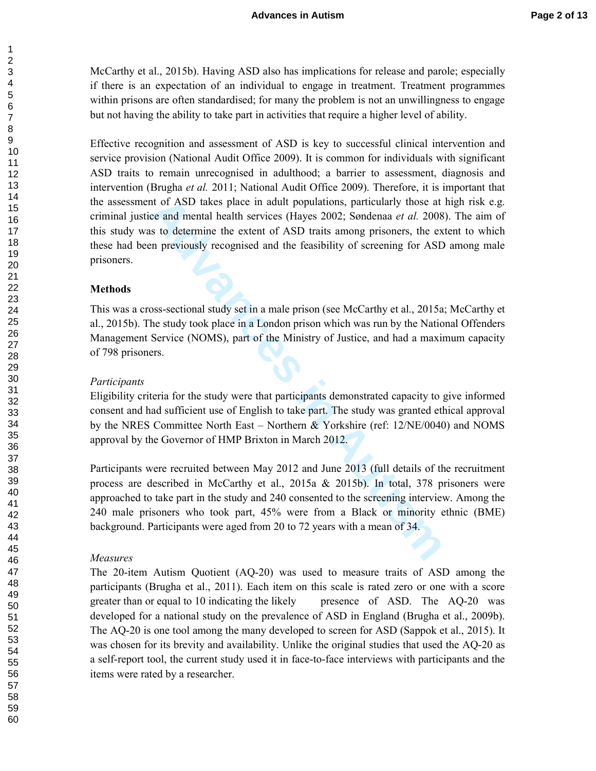McCarthy et al., 2015b). Having ASD also has implications for release and parole; especially if there is an expectation of an individual to engage in treatment. Treatment programmes within prisons are often standardised; for many the problem is not an unwillingness to engage but not having the ability to take part in activities that require a higher level of ability.

Effective recognition and assessment of ASD is key to successful clinical intervention and service provision (National Audit Office 2009). It is common for individuals with significant ASD traits to remain unrecognised in adulthood; a barrier to assessment, diagnosis and intervention (Brugha *et al.* 2011; National Audit Office 2009). Therefore, it is important that the assessment of ASD takes place in adult populations, particularly those at high risk e.g. criminal justice and mental health services (Hayes 2002; Søndenaa *et al.* 2008). The aim of this study was to determine the extent of ASD traits among prisoners, the extent to which these had been previously recognised and the feasibility of screening for ASD among male prisoners.

## Methods

This was a cross-sectional study set in a male prison (see McCarthy et al., 2015a; McCarthy et al., 2015b). The study took place in a London prison which was run by the National Offenders Management Service (NOMS), part of the Ministry of Justice, and had a maximum capacity of 798 prisoners.

### *Participants*

Eligibility criteria for the study were that participants demonstrated capacity to give informed consent and had sufficient use of English to take part. The study was granted ethical approval by the NRES Committee North East – Northern & Yorkshire (ref: 12/NE/0040) and NOMS approval by the Governor of HMP Brixton in March 2012.

Participants were recruited between May 2012 and June 2013 (full details of the recruitment process are described in McCarthy et al., 2015a & 2015b). In total, 378 prisoners were approached to take part in the study and 240 consented to the screening interview. Among the 240 male prisoners who took part, 45% were from a Black or minority ethnic (BME) background. Participants were aged from 20 to 72 years with a mean of 34.

### *Measures*

The 20-item Autism Quotient (AQ-20) was used to measure traits of ASD among the participants (Brugha et al., 2011). Each item on this scale is rated zero or one with a score greater than or equal to 10 indicating the likely presence of ASD. The AQ-20 was developed for a national study on the prevalence of ASD in England (Brugha et al., 2009b). The AQ-20 is one tool among the many developed to screen for ASD (Sappok et al., 2015). It was chosen for its brevity and availability. Unlike the original studies that used the AQ-20 as a self-report tool, the current study used it in face-to-face interviews with participants and the items were rated by a researcher.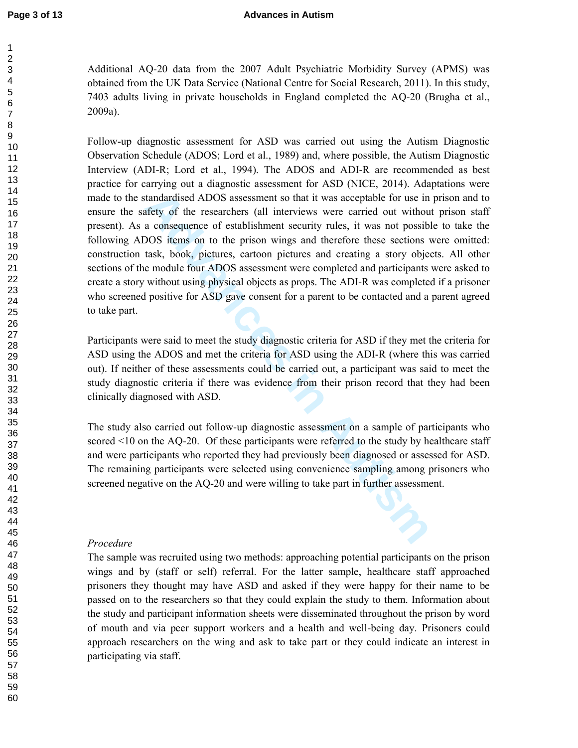Additional AQ-20 data from the 2007 Adult Psychiatric Morbidity Survey (APMS) was obtained from the UK Data Service (National Centre for Social Research, 2011). In this study, 7403 adults living in private households in England completed the AQ-20 (Brugha et al., 2009a).

Follow-up diagnostic assessment for ASD was carried out using the Autism Diagnostic Observation Schedule (ADOS; Lord et al., 1989) and, where possible, the Autism Diagnostic Interview (ADI-R; Lord et al., 1994). The ADOS and ADI-R are recommended as best practice for carrying out a diagnostic assessment for ASD (NICE, 2014). Adaptations were made to the standardised ADOS assessment so that it was acceptable for use in prison and to ensure the safety of the researchers (all interviews were carried out without prison staff present). As a consequence of establishment security rules, it was not possible to take the following ADOS items on to the prison wings and therefore these sections were omitted: construction task, book, pictures, cartoon pictures and creating a story objects. All other sections of the module four ADOS assessment were completed and participants were asked to create a story without using physical objects as props. The ADI-R was completed if a prisoner who screened positive for ASD gave consent for a parent to be contacted and a parent agreed to take part.

Participants were said to meet the study diagnostic criteria for ASD if they met the criteria for ASD using the ADOS and met the criteria for ASD using the ADI-R (where this was carried out). If neither of these assessments could be carried out, a participant was said to meet the study diagnostic criteria if there was evidence from their prison record that they had been clinically diagnosed with ASD.

The study also carried out follow-up diagnostic assessment on a sample of participants who scored <10 on the AQ-20. Of these participants were referred to the study by healthcare staff and were participants who reported they had previously been diagnosed or assessed for ASD. The remaining participants were selected using convenience sampling among prisoners who screened negative on the AQ-20 and were willing to take part in further assessment.

*Procedure*

The sample was recruited using two methods: approaching potential participants on the prison wings and by (staff or self) referral. For the latter sample, healthcare staff approached prisoners they thought may have ASD and asked if they were happy for their name to be passed on to the researchers so that they could explain the study to them. Information about the study and participant information sheets were disseminated throughout the prison by word of mouth and via peer support workers and a health and well-being day. Prisoners could approach researchers on the wing and ask to take part or they could indicate an interest in participating via staff.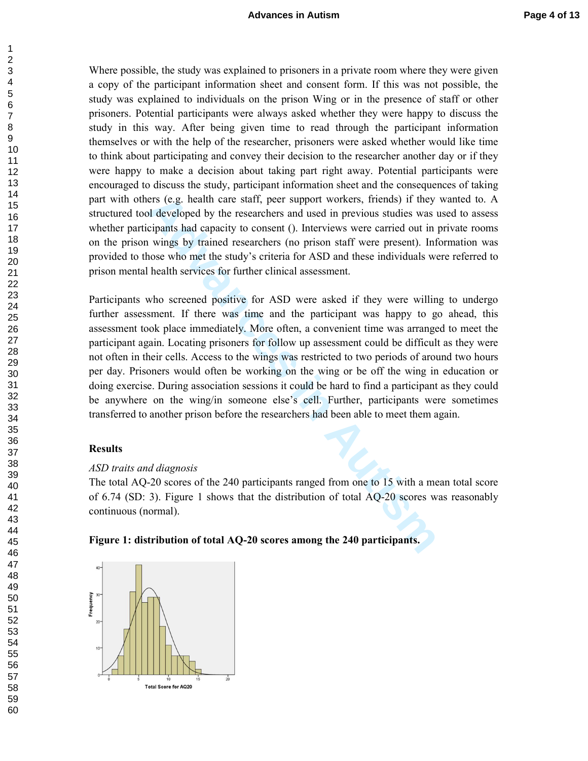Where possible, the study was explained to prisoners in a private room where they were given a copy of the participant information sheet and consent form. If this was not possible, the study was explained to individuals on the prison Wing or in the presence of staff or other prisoners. Potential participants were always asked whether they were happy to discuss the study in this way. After being given time to read through the participant information themselves or with the help of the researcher, prisoners were asked whether would like time to think about participating and convey their decision to the researcher another day or if they were happy to make a decision about taking part right away. Potential participants were encouraged to discuss the study, participant information sheet and the consequences of taking part with others (e.g. health care staff, peer support workers, friends) if they wanted to. A structured tool developed by the researchers and used in previous studies was used to assess whether participants had capacity to consent (). Interviews were carried out in private rooms on the prison wings by trained researchers (no prison staff were present). Information was provided to those who met the study's criteria for ASD and these individuals were referred to prison mental health services for further clinical assessment.

Participants who screened positive for ASD were asked if they were willing to undergo further assessment. If there was time and the participant was happy to go ahead, this assessment took place immediately. More often, a convenient time was arranged to meet the participant again. Locating prisoners for follow up assessment could be difficult as they were not often in their cells. Access to the wings was restricted to two periods of around two hours per day. Prisoners would often be working on the wing or be off the wing in education or doing exercise. During association sessions it could be hard to find a participant as they could be anywhere on the wing/in someone else's cell. Further, participants were sometimes transferred to another prison before the researchers had been able to meet them again.

**Results**

*ASD traits and diagnosis*

The total AQ-20 scores of the 240 participants ranged from one to 15 with a mean total score of 6.74 (SD: 3). Figure 1 shows that the distribution of total AQ-20 scores was reasonably continuous (normal).

**Figure 1: distribution of total AQ-20 scores among the 240 participants.**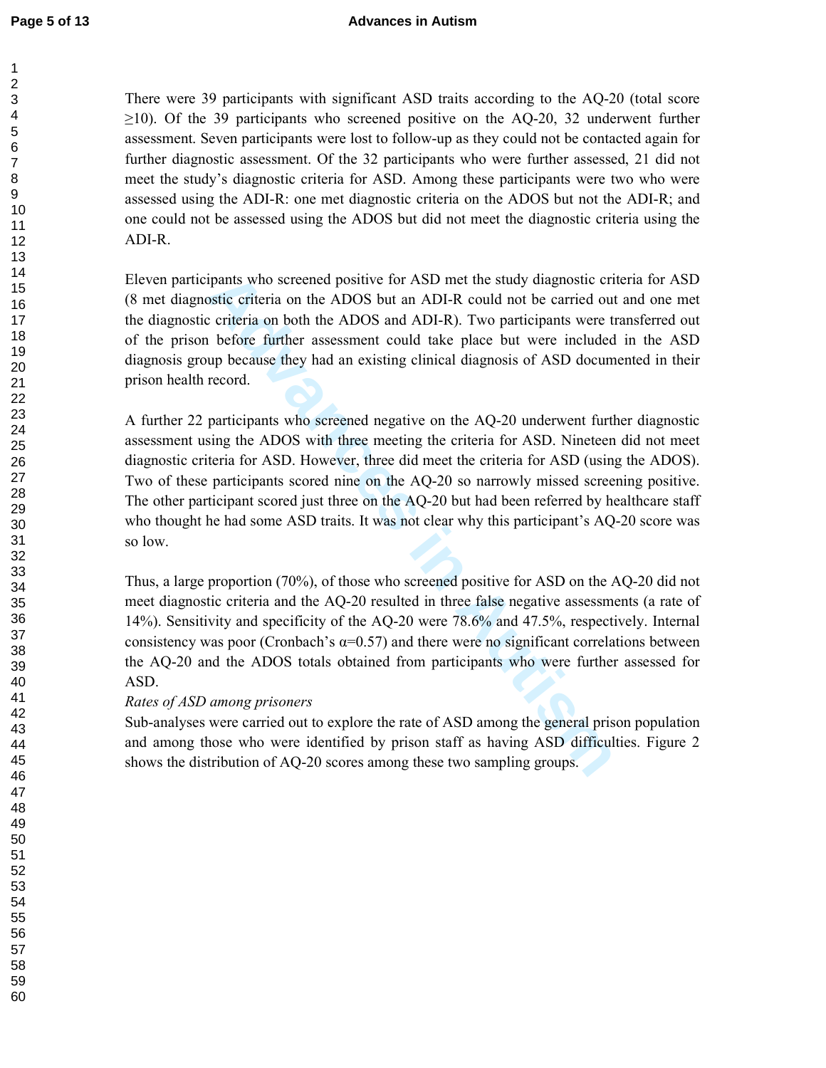There were 39 participants with significant ASD traits according to the AQ-20 (total score ≥10). Of the 39 participants who screened positive on the AQ-20, 32 underwent further assessment. Seven participants were lost to follow-up as they could not be contacted again for further diagnostic assessment. Of the 32 participants who were further assessed, 21 did not meet the study's diagnostic criteria for ASD. Among these participants were two who were assessed using the ADI-R: one met diagnostic criteria on the ADOS but not the ADI-R; and one could not be assessed using the ADOS but did not meet the diagnostic criteria using the ADI-R.

Eleven participants who screened positive for ASD met the study diagnostic criteria for ASD (8 met diagnostic criteria on the ADOS but an ADI-R could not be carried out and one met the diagnostic criteria on both the ADOS and ADI-R). Two participants were transferred out of the prison before further assessment could take place but were included in the ASD diagnosis group because they had an existing clinical diagnosis of ASD documented in their prison health record.

A further 22 participants who screened negative on the AQ-20 underwent further diagnostic assessment using the ADOS with three meeting the criteria for ASD. Nineteen did not meet diagnostic criteria for ASD. However, three did meet the criteria for ASD (using the ADOS). Two of these participants scored nine on the AQ-20 so narrowly missed screening positive. The other participant scored just three on the AQ-20 but had been referred by healthcare staff who thought he had some ASD traits. It was not clear why this participant's AQ-20 score was so low.

Thus, a large proportion (70%), of those who screened positive for ASD on the AQ-20 did not meet diagnostic criteria and the AQ-20 resulted in three false negative assessments (a rate of 14%). Sensitivity and specificity of the AQ-20 were 78.6% and 47.5%, respectively. Internal consistency was poor (Cronbach's $\alpha$=0.57) and there were no significant correlations between the AQ-20 and the ADOS totals obtained from participants who were further assessed for ASD.

*Rates of ASD among prisoners*

Sub-analyses were carried out to explore the rate of ASD among the general prison population and among those who were identified by prison staff as having ASD difficulties. Figure 2 shows the distribution of AQ-20 scores among these two sampling groups.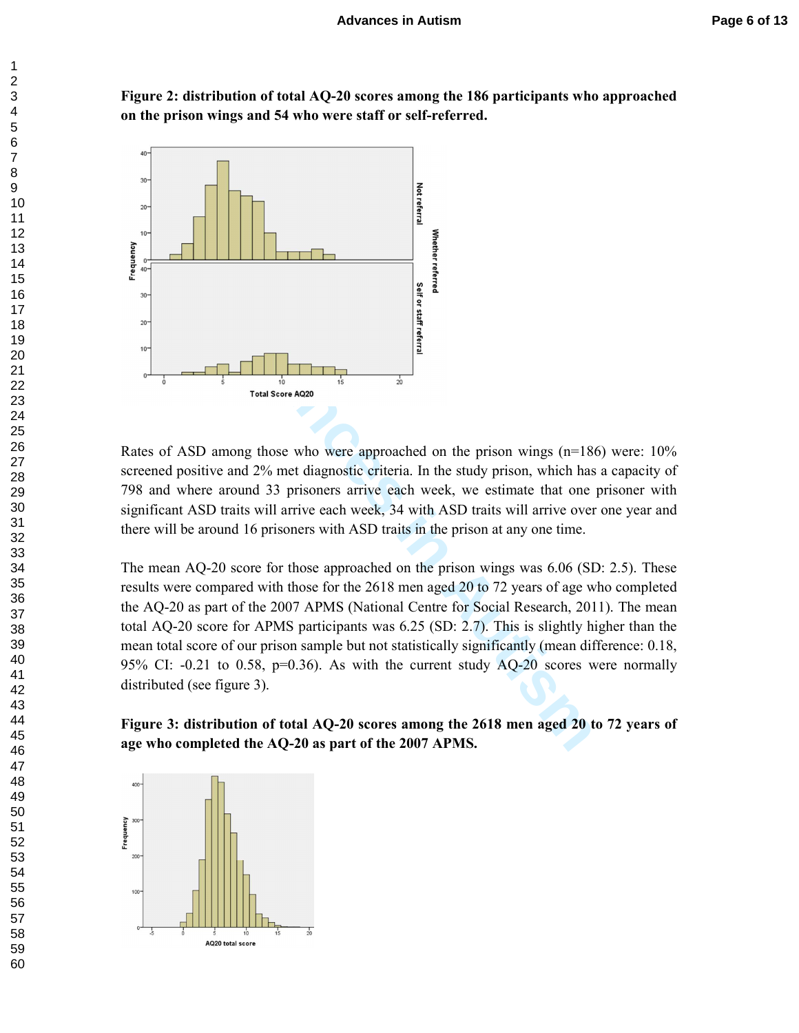**Figure 2: distribution of total AQ-20 scores among the 186 participants who approached on the prison wings and 54 who were staff or self-referred.**

Rates of ASD among those who were approached on the prison wings (n=186) were: 10% screened positive and 2% met diagnostic criteria. In the study prison, which has a capacity of 798 and where around 33 prisoners arrive each week, we estimate that one prisoner with significant ASD traits will arrive each week, 34 with ASD traits will arrive over one year and there will be around 16 prisoners with ASD traits in the prison at any one time.

The mean AQ-20 score for those approached on the prison wings was 6.06 (SD: 2.5). These results were compared with those for the 2618 men aged 20 to 72 years of age who completed the AQ-20 as part of the 2007 APMS (National Centre for Social Research, 2011). The mean total AQ-20 score for APMS participants was 6.25 (SD: 2.7). This is slightly higher than the mean total score of our prison sample but not statistically significantly (mean difference: 0.18, 95% CI: -0.21 to 0.58, p=0.36). As with the current study AQ-20 scores were normally distributed (see figure 3).

**Figure 3: distribution of total AQ-20 scores among the 2618 men aged 20 to 72 years of age who completed the AQ-20 as part of the 2007 APMS.**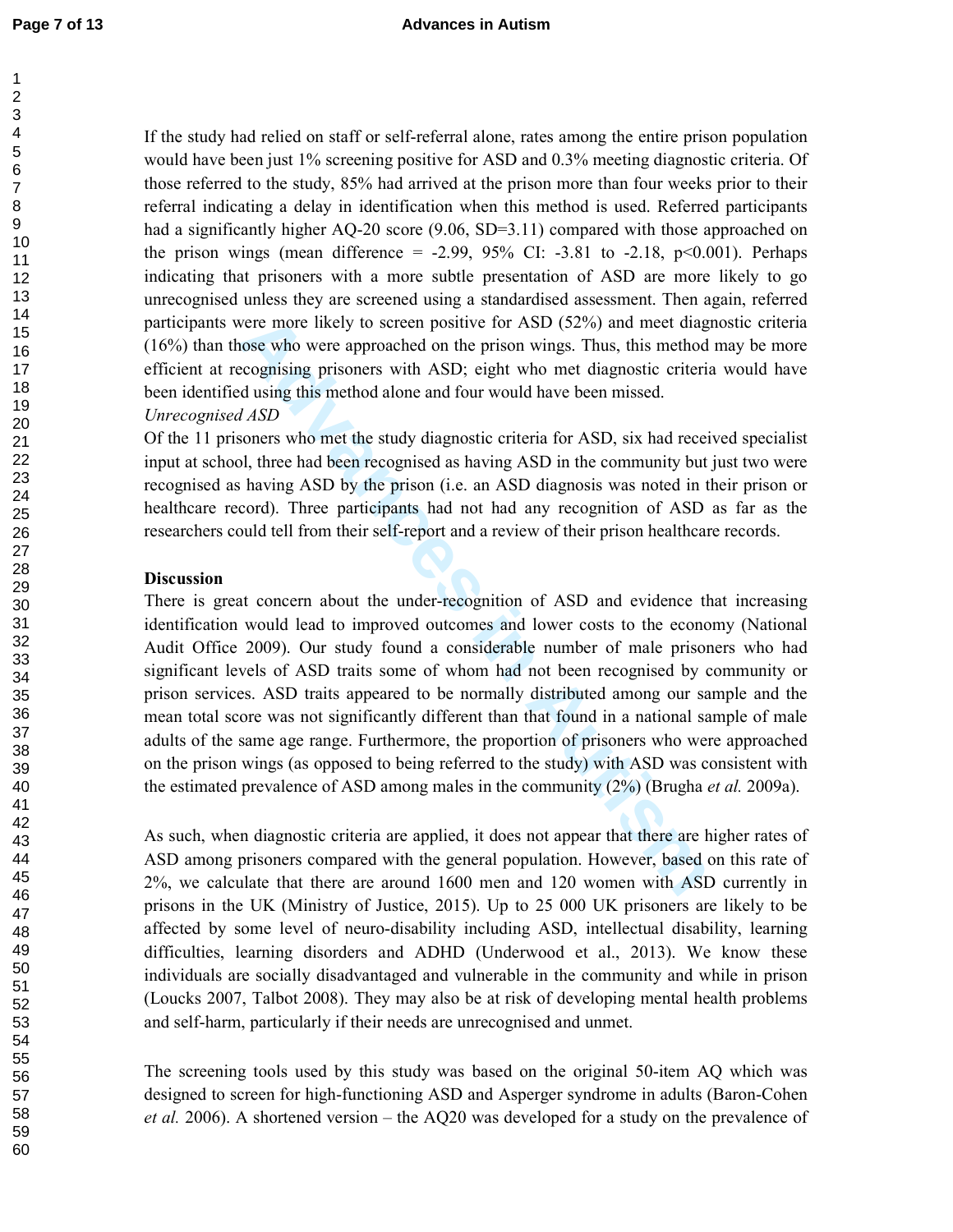If the study had relied on staff or self-referral alone, rates among the entire prison population would have been just 1% screening positive for ASD and 0.3% meeting diagnostic criteria. Of those referred to the study, 85% had arrived at the prison more than four weeks prior to their referral indicating a delay in identification when this method is used. Referred participants had a significantly higher AQ-20 score (9.06, SD=3.11) compared with those approached on the prison wings (mean difference = -2.99, 95% CI: -3.81 to -2.18, $p<0.001$). Perhaps indicating that prisoners with a more subtle presentation of ASD are more likely to go unrecognised unless they are screened using a standardised assessment. Then again, referred participants were more likely to screen positive for ASD (52%) and meet diagnostic criteria (16%) than those who were approached on the prison wings. Thus, this method may be more efficient at recognising prisoners with ASD; eight who met diagnostic criteria would have been identified using this method alone and four would have been missed.

*Unrecognised ASD*

Of the 11 prisoners who met the study diagnostic criteria for ASD, six had received specialist input at school, three had been recognised as having ASD in the community but just two were recognised as having ASD by the prison (i.e. an ASD diagnosis was noted in their prison or healthcare record). Three participants had not had any recognition of ASD as far as the researchers could tell from their self-report and a review of their prison healthcare records.

## Discussion

There is great concern about the under-recognition of ASD and evidence that increasing identification would lead to improved outcomes and lower costs to the economy (National Audit Office 2009). Our study found a considerable number of male prisoners who had significant levels of ASD traits some of whom had not been recognised by community or prison services. ASD traits appeared to be normally distributed among our sample and the mean total score was not significantly different than that found in a national sample of male adults of the same age range. Furthermore, the proportion of prisoners who were approached on the prison wings (as opposed to being referred to the study) with ASD was consistent with the estimated prevalence of ASD among males in the community (2%) (Brugha *et al.* 2009a).

As such, when diagnostic criteria are applied, it does not appear that there are higher rates of ASD among prisoners compared with the general population. However, based on this rate of 2%, we calculate that there are around 1600 men and 120 women with ASD currently in prisons in the UK (Ministry of Justice, 2015). Up to 25 000 UK prisoners are likely to be affected by some level of neuro-disability including ASD, intellectual disability, learning difficulties, learning disorders and ADHD (Underwood et al., 2013). We know these individuals are socially disadvantaged and vulnerable in the community and while in prison (Loucks 2007, Talbot 2008). They may also be at risk of developing mental health problems and self-harm, particularly if their needs are unrecognised and unmet.

The screening tools used by this study was based on the original 50-item AQ which was designed to screen for high-functioning ASD and Asperger syndrome in adults (Baron-Cohen *et al.* 2006). A shortened version – the AQ20 was developed for a study on the prevalence of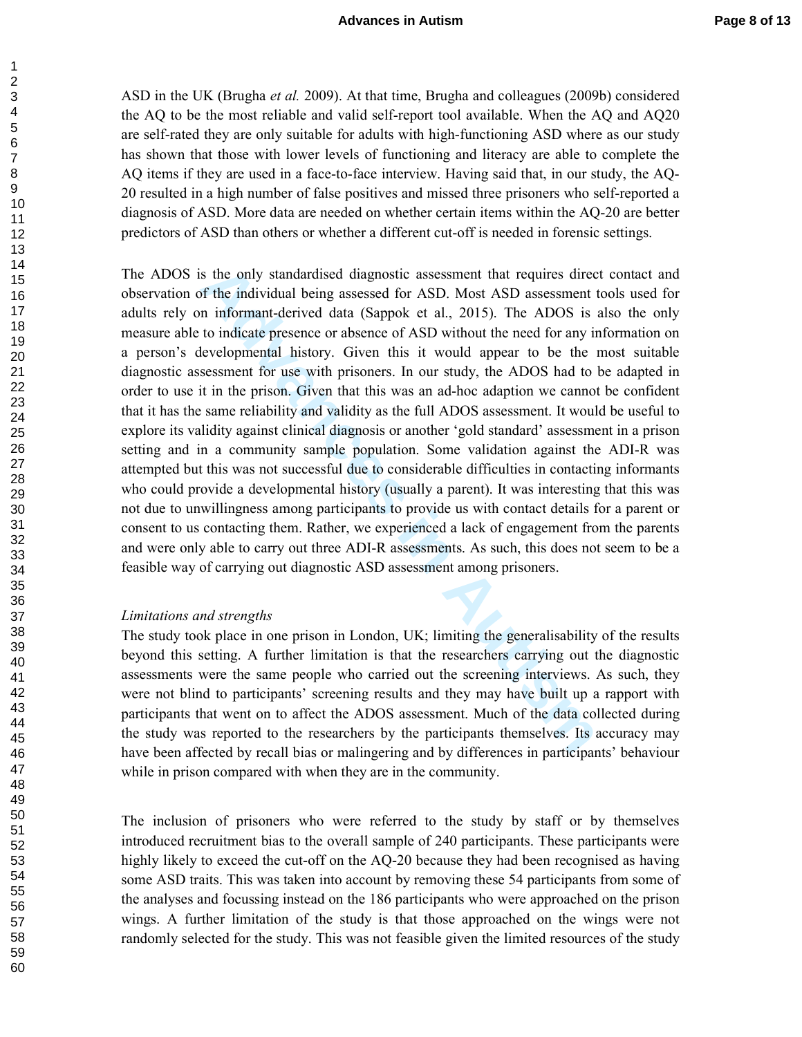ASD in the UK (Brugha *et al.* 2009). At that time, Brugha and colleagues (2009b) considered the AQ to be the most reliable and valid self-report tool available. When the AQ and AQ20 are self-rated they are only suitable for adults with high-functioning ASD where as our study has shown that those with lower levels of functioning and literacy are able to complete the AQ items if they are used in a face-to-face interview. Having said that, in our study, the AQ-20 resulted in a high number of false positives and missed three prisoners who self-reported a diagnosis of ASD. More data are needed on whether certain items within the AQ-20 are better predictors of ASD than others or whether a different cut-off is needed in forensic settings.

The ADOS is the only standardised diagnostic assessment that requires direct contact and observation of the individual being assessed for ASD. Most ASD assessment tools used for adults rely on informant-derived data (Sappok et al., 2015). The ADOS is also the only measure able to indicate presence or absence of ASD without the need for any information on a person's developmental history. Given this it would appear to be the most suitable diagnostic assessment for use with prisoners. In our study, the ADOS had to be adapted in order to use it in the prison. Given that this was an ad-hoc adaption we cannot be confident that it has the same reliability and validity as the full ADOS assessment. It would be useful to explore its validity against clinical diagnosis or another 'gold standard' assessment in a prison setting and in a community sample population. Some validation against the ADI-R was attempted but this was not successful due to considerable difficulties in contacting informants who could provide a developmental history (usually a parent). It was interesting that this was not due to unwillingness among participants to provide us with contact details for a parent or consent to us contacting them. Rather, we experienced a lack of engagement from the parents and were only able to carry out three ADI-R assessments. As such, this does not seem to be a feasible way of carrying out diagnostic ASD assessment among prisoners.

*Limitations and strengths*

The study took place in one prison in London, UK; limiting the generalisability of the results beyond this setting. A further limitation is that the researchers carrying out the diagnostic assessments were the same people who carried out the screening interviews. As such, they were not blind to participants' screening results and they may have built up a rapport with participants that went on to affect the ADOS assessment. Much of the data collected during the study was reported to the researchers by the participants themselves. Its accuracy may have been affected by recall bias or malingering and by differences in participants' behaviour while in prison compared with when they are in the community.

The inclusion of prisoners who were referred to the study by staff or by themselves introduced recruitment bias to the overall sample of 240 participants. These participants were highly likely to exceed the cut-off on the AQ-20 because they had been recognised as having some ASD traits. This was taken into account by removing these 54 participants from some of the analyses and focussing instead on the 186 participants who were approached on the prison wings. A further limitation of the study is that those approached on the wings were not randomly selected for the study. This was not feasible given the limited resources of the study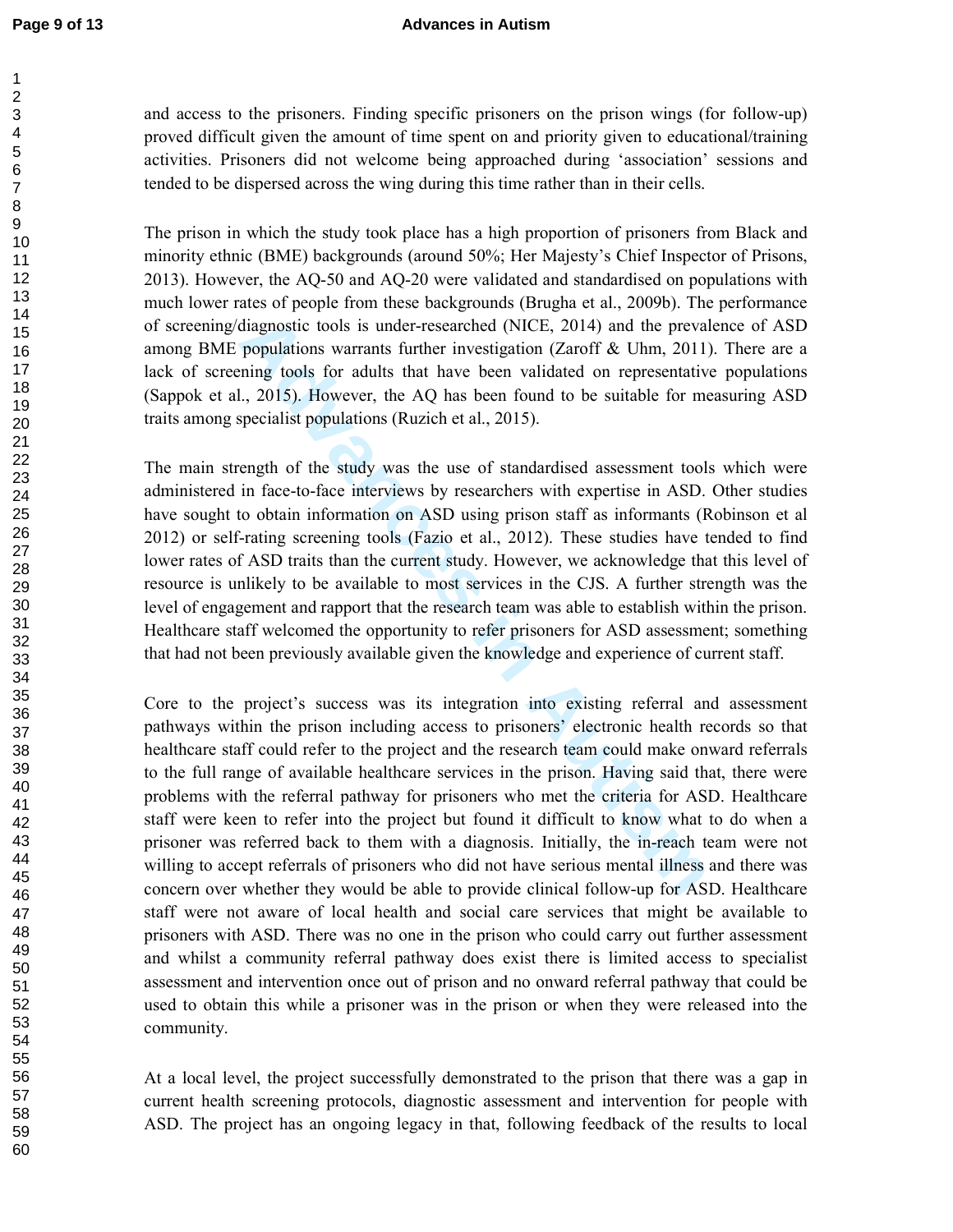and access to the prisoners. Finding specific prisoners on the prison wings (for follow-up) proved difficult given the amount of time spent on and priority given to educational/training activities. Prisoners did not welcome being approached during 'association' sessions and tended to be dispersed across the wing during this time rather than in their cells.

The prison in which the study took place has a high proportion of prisoners from Black and minority ethnic (BME) backgrounds (around 50%; Her Majesty's Chief Inspector of Prisons, 2013). However, the AQ-50 and AQ-20 were validated and standardised on populations with much lower rates of people from these backgrounds (Brugha et al., 2009b). The performance of screening/diagnostic tools is under-researched (NICE, 2014) and the prevalence of ASD among BME populations warrants further investigation (Zaroff & Uhm, 2011). There are a lack of screening tools for adults that have been validated on representative populations (Sappok et al., 2015). However, the AQ has been found to be suitable for measuring ASD traits among specialist populations (Ruzich et al., 2015).

The main strength of the study was the use of standardised assessment tools which were administered in face-to-face interviews by researchers with expertise in ASD. Other studies have sought to obtain information on ASD using prison staff as informants (Robinson et al 2012) or self-rating screening tools (Fazio et al., 2012). These studies have tended to find lower rates of ASD traits than the current study. However, we acknowledge that this level of resource is unlikely to be available to most services in the CJS. A further strength was the level of engagement and rapport that the research team was able to establish within the prison. Healthcare staff welcomed the opportunity to refer prisoners for ASD assessment; something that had not been previously available given the knowledge and experience of current staff.

Core to the project's success was its integration into existing referral and assessment pathways within the prison including access to prisoners' electronic health records so that healthcare staff could refer to the project and the research team could make onward referrals to the full range of available healthcare services in the prison. Having said that, there were problems with the referral pathway for prisoners who met the criteria for ASD. Healthcare staff were keen to refer into the project but found it difficult to know what to do when a prisoner was referred back to them with a diagnosis. Initially, the in-reach team were not willing to accept referrals of prisoners who did not have serious mental illness and there was concern over whether they would be able to provide clinical follow-up for ASD. Healthcare staff were not aware of local health and social care services that might be available to prisoners with ASD. There was no one in the prison who could carry out further assessment and whilst a community referral pathway does exist there is limited access to specialist assessment and intervention once out of prison and no onward referral pathway that could be used to obtain this while a prisoner was in the prison or when they were released into the community.

At a local level, the project successfully demonstrated to the prison that there was a gap in current health screening protocols, diagnostic assessment and intervention for people with ASD. The project has an ongoing legacy in that, following feedback of the results to local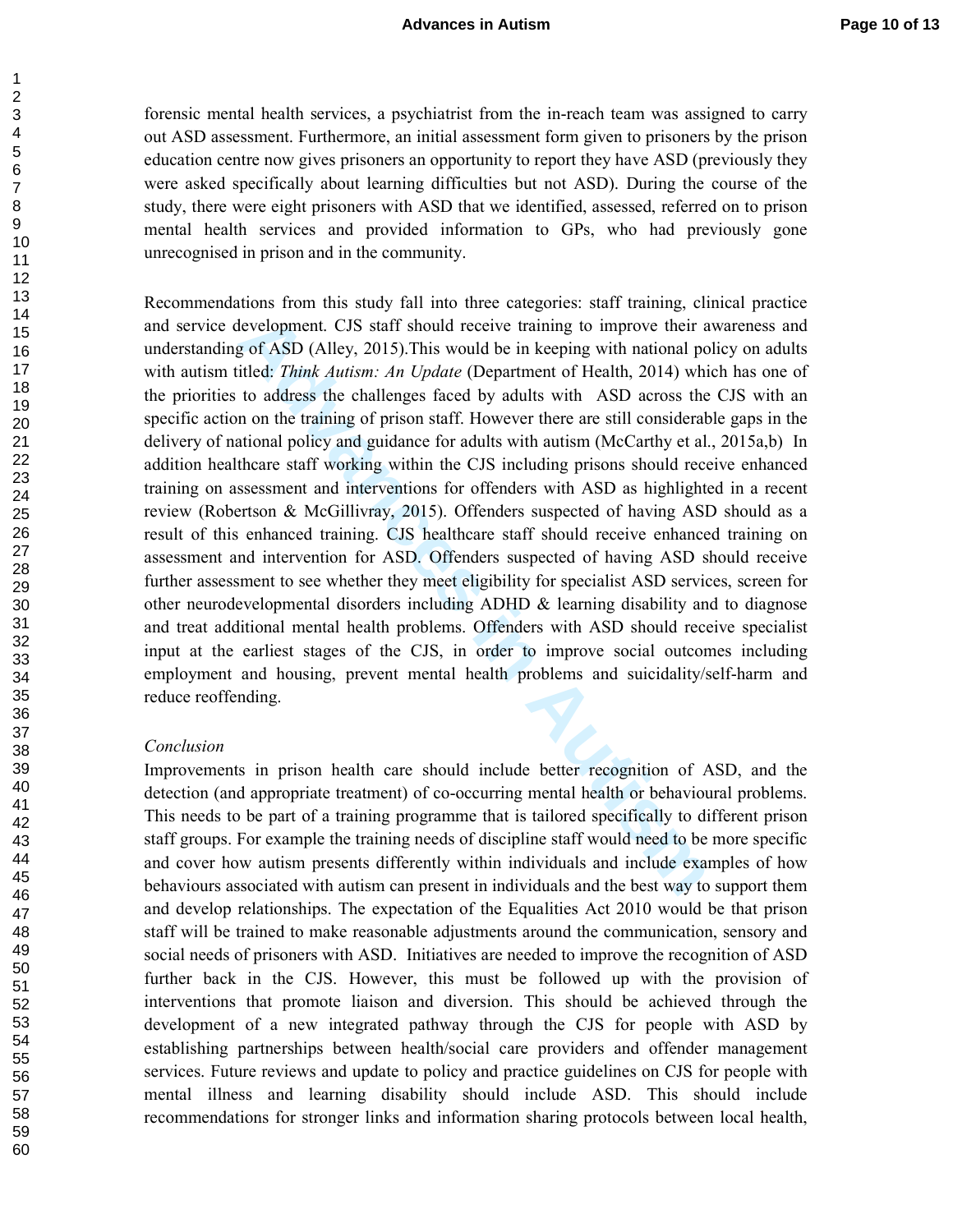forensic mental health services, a psychiatrist from the in-reach team was assigned to carry out ASD assessment. Furthermore, an initial assessment form given to prisoners by the prison education centre now gives prisoners an opportunity to report they have ASD (previously they were asked specifically about learning difficulties but not ASD). During the course of the study, there were eight prisoners with ASD that we identified, assessed, referred on to prison mental health services and provided information to GPs, who had previously gone unrecognised in prison and in the community.

Recommendations from this study fall into three categories: staff training, clinical practice and service development. CJS staff should receive training to improve their awareness and understanding of ASD (Alley, 2015).This would be in keeping with national policy on adults with autism titled: *Think Autism: An Update* (Department of Health, 2014) which has one of the priorities to address the challenges faced by adults with ASD across the CJS with an specific action on the training of prison staff. However there are still considerable gaps in the delivery of national policy and guidance for adults with autism (McCarthy et al., 2015a,b) In addition healthcare staff working within the CJS including prisons should receive enhanced training on assessment and interventions for offenders with ASD as highlighted in a recent review (Robertson & McGillivray, 2015). Offenders suspected of having ASD should as a result of this enhanced training. CJS healthcare staff should receive enhanced training on assessment and intervention for ASD. Offenders suspected of having ASD should receive further assessment to see whether they meet eligibility for specialist ASD services, screen for other neurodevelopmental disorders including ADHD & learning disability and to diagnose and treat additional mental health problems. Offenders with ASD should receive specialist input at the earliest stages of the CJS, in order to improve social outcomes including employment and housing, prevent mental health problems and suicidality/self-harm and reduce reoffending.

*Conclusion*

Improvements in prison health care should include better recognition of ASD, and the detection (and appropriate treatment) of co-occurring mental health or behavioural problems. This needs to be part of a training programme that is tailored specifically to different prison staff groups. For example the training needs of discipline staff would need to be more specific and cover how autism presents differently within individuals and include examples of how behaviours associated with autism can present in individuals and the best way to support them and develop relationships. The expectation of the Equalities Act 2010 would be that prison staff will be trained to make reasonable adjustments around the communication, sensory and social needs of prisoners with ASD. Initiatives are needed to improve the recognition of ASD further back in the CJS. However, this must be followed up with the provision of interventions that promote liaison and diversion. This should be achieved through the development of a new integrated pathway through the CJS for people with ASD by establishing partnerships between health/social care providers and offender management services. Future reviews and update to policy and practice guidelines on CJS for people with mental illness and learning disability should include ASD. This should include recommendations for stronger links and information sharing protocols between local health,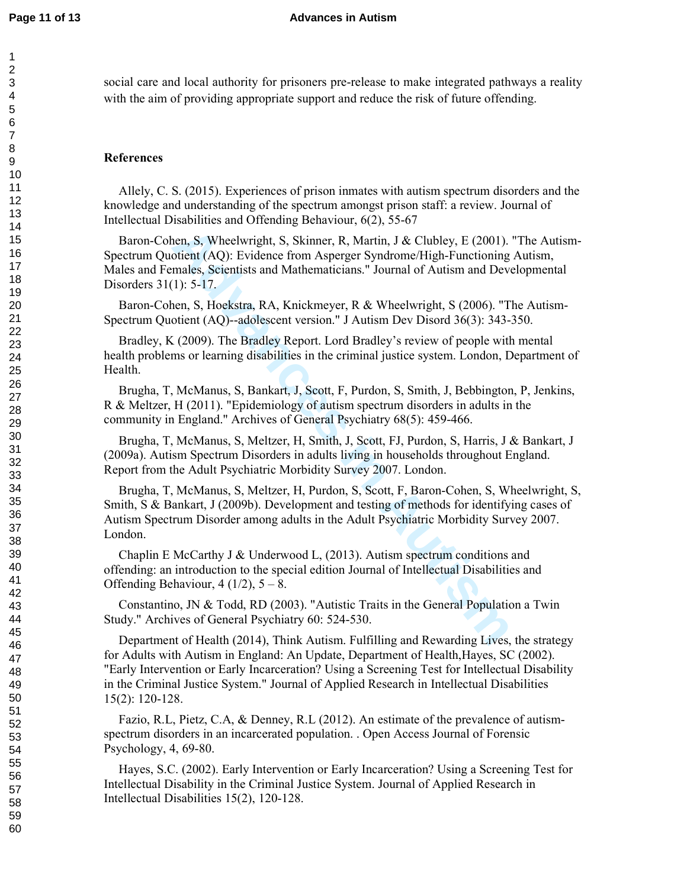social care and local authority for prisoners pre-release to make integrated pathways a reality with the aim of providing appropriate support and reduce the risk of future offending.

## References

Allely, C. S. (2015). Experiences of prison inmates with autism spectrum disorders and the knowledge and understanding of the spectrum amongst prison staff: a review. Journal of Intellectual Disabilities and Offending Behaviour, 6(2), 55-67

Baron-Cohen, S, Wheelwright, S, Skinner, R, Martin, J & Clubley, E (2001). "The Autism-Spectrum Quotient (AQ): Evidence from Asperger Syndrome/High-Functioning Autism, Males and Females, Scientists and Mathematicians." Journal of Autism and Developmental Disorders 31(1): 5-17.

Baron-Cohen, S, Hoekstra, RA, Knickmeyer, R & Wheelwright, S (2006). "The Autism-Spectrum Quotient (AQ)--adolescent version." J Autism Dev Disord 36(3): 343-350.

Bradley, K (2009). The Bradley Report. Lord Bradley's review of people with mental health problems or learning disabilities in the criminal justice system. London, Department of Health.

Brugha, T, McManus, S, Bankart, J, Scott, F, Purdon, S, Smith, J, Bebbington, P, Jenkins, R & Meltzer, H (2011). "Epidemiology of autism spectrum disorders in adults in the community in England." Archives of General Psychiatry 68(5): 459-466.

Brugha, T, McManus, S, Meltzer, H, Smith, J, Scott, FJ, Purdon, S, Harris, J & Bankart, J (2009a). Autism Spectrum Disorders in adults living in households throughout England. Report from the Adult Psychiatric Morbidity Survey 2007. London.

Brugha, T, McManus, S, Meltzer, H, Purdon, S, Scott, F, Baron-Cohen, S, Wheelwright, S, Smith, S & Bankart, J (2009b). Development and testing of methods for identifying cases of Autism Spectrum Disorder among adults in the Adult Psychiatric Morbidity Survey 2007. London.

Chaplin E McCarthy J & Underwood L, (2013). Autism spectrum conditions and offending: an introduction to the special edition Journal of Intellectual Disabilities and Offending Behaviour, 4 (1/2), 5 – 8.

Constantino, JN & Todd, RD (2003). "Autistic Traits in the General Population a Twin Study." Archives of General Psychiatry 60: 524-530.

Department of Health (2014), Think Autism. Fulfilling and Rewarding Lives, the strategy for Adults with Autism in England: An Update, Department of Health,Hayes, SC (2002). "Early Intervention or Early Incarceration? Using a Screening Test for Intellectual Disability in the Criminal Justice System." Journal of Applied Research in Intellectual Disabilities 15(2): 120-128.

Fazio, R.L, Pietz, C.A, & Denney, R.L (2012). An estimate of the prevalence of autism-spectrum disorders in an incarcerated population. . Open Access Journal of Forensic Psychology, 4, 69-80.

Hayes, S.C. (2002). Early Intervention or Early Incarceration? Using a Screening Test for Intellectual Disability in the Criminal Justice System. Journal of Applied Research in Intellectual Disabilities 15(2), 120-128.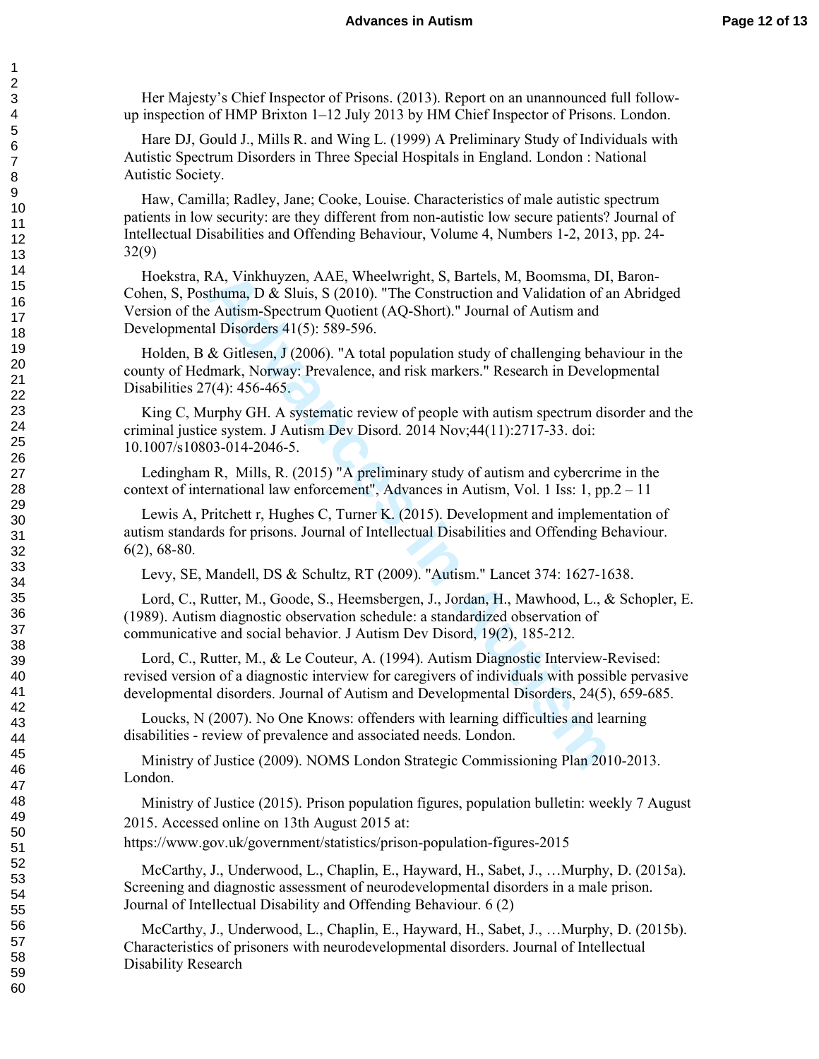Her Majesty's Chief Inspector of Prisons. (2013). Report on an unannounced full follow-up inspection of HMP Brixton 1–12 July 2013 by HM Chief Inspector of Prisons. London.

Hare DJ, Gould J., Mills R. and Wing L. (1999) A Preliminary Study of Individuals with Autistic Spectrum Disorders in Three Special Hospitals in England. London : National Autistic Society.

Haw, Camilla; Radley, Jane; Cooke, Louise. Characteristics of male autistic spectrum patients in low security: are they different from non-autistic low secure patients? Journal of Intellectual Disabilities and Offending Behaviour, Volume 4, Numbers 1-2, 2013, pp. 24-32(9)

Hoekstra, RA, Vinkhuyzen, AAE, Wheelwright, S, Bartels, M, Boomsma, DI, Baron-Cohen, S, Posthuma, D & Sluis, S (2010). "The Construction and Validation of an Abridged Version of the Autism-Spectrum Quotient (AQ-Short)." Journal of Autism and Developmental Disorders 41(5): 589-596.

Holden, B & Gitlesen, J (2006). "A total population study of challenging behaviour in the county of Hedmark, Norway: Prevalence, and risk markers." Research in Developmental Disabilities 27(4): 456-465.

King C, Murphy GH. A systematic review of people with autism spectrum disorder and the criminal justice system. J Autism Dev Disord. 2014 Nov;44(11):2717-33. doi: 10.1007/s10803-014-2046-5.

Ledingham R, Mills, R. (2015) "A preliminary study of autism and cybercrime in the context of international law enforcement", Advances in Autism, Vol. 1 Iss: 1, pp.2 – 11

Lewis A, Pritchett r, Hughes C, Turner K. (2015). Development and implementation of autism standards for prisons. Journal of Intellectual Disabilities and Offending Behaviour. 6(2), 68-80.

Levy, SE, Mandell, DS & Schultz, RT (2009). "Autism." Lancet 374: 1627-1638.

Lord, C., Rutter, M., Goode, S., Heemsbergen, J., Jordan, H., Mawhood, L., & Schopler, E. (1989). Autism diagnostic observation schedule: a standardized observation of communicative and social behavior. J Autism Dev Disord, 19(2), 185-212.

Lord, C., Rutter, M., & Le Couteur, A. (1994). Autism Diagnostic Interview-Revised: revised version of a diagnostic interview for caregivers of individuals with possible pervasive developmental disorders. Journal of Autism and Developmental Disorders, 24(5), 659-685.

Loucks, N (2007). No One Knows: offenders with learning difficulties and learning disabilities - review of prevalence and associated needs. London.

Ministry of Justice (2009). NOMS London Strategic Commissioning Plan 2010-2013. London.

Ministry of Justice (2015). Prison population figures, population bulletin: weekly 7 August 2015. Accessed online on 13th August 2015 at: https://www.gov.uk/government/statistics/prison-population-figures-2015

McCarthy, J., Underwood, L., Chaplin, E., Hayward, H., Sabet, J., …Murphy, D. (2015a). Screening and diagnostic assessment of neurodevelopmental disorders in a male prison. Journal of Intellectual Disability and Offending Behaviour. 6 (2)

McCarthy, J., Underwood, L., Chaplin, E., Hayward, H., Sabet, J., …Murphy, D. (2015b). Characteristics of prisoners with neurodevelopmental disorders. Journal of Intellectual Disability Research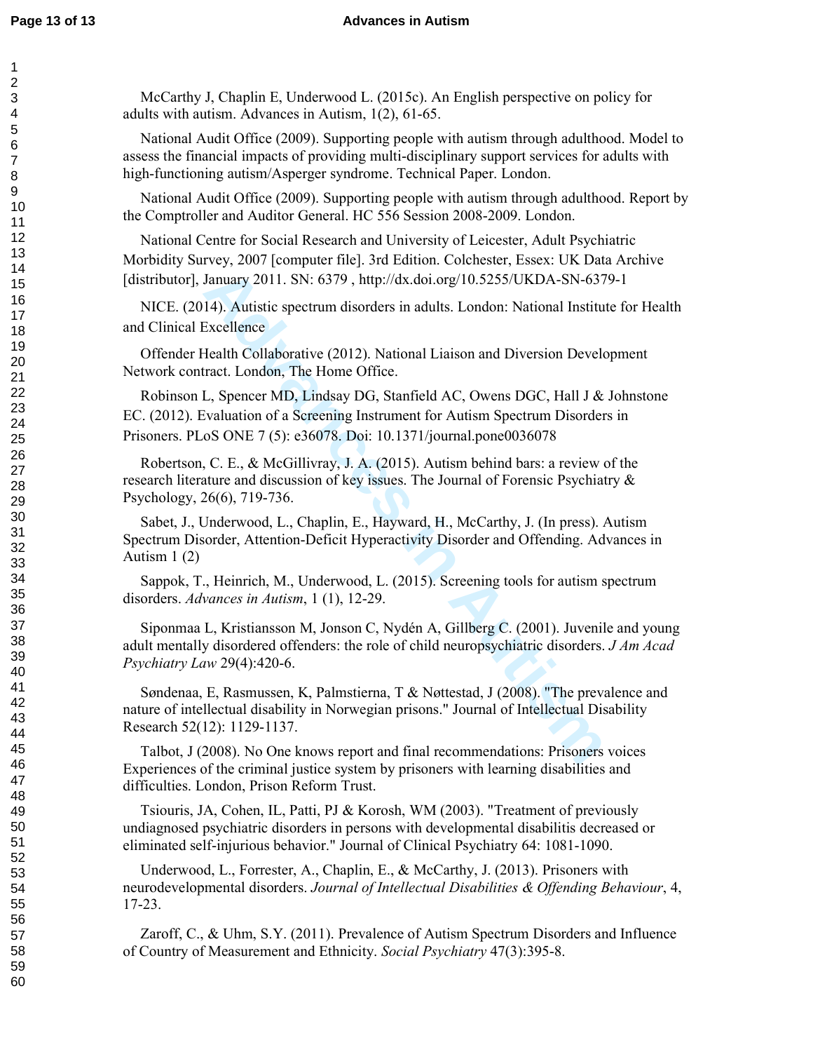McCarthy J, Chaplin E, Underwood L. (2015c). An English perspective on policy for adults with autism. Advances in Autism, 1(2), 61-65.

National Audit Office (2009). Supporting people with autism through adulthood. Model to assess the financial impacts of providing multi-disciplinary support services for adults with high-functioning autism/Asperger syndrome. Technical Paper. London.

National Audit Office (2009). Supporting people with autism through adulthood. Report by the Comptroller and Auditor General. HC 556 Session 2008-2009. London.

National Centre for Social Research and University of Leicester, Adult Psychiatric Morbidity Survey, 2007 [computer file]. 3rd Edition. Colchester, Essex: UK Data Archive [distributor], January 2011. SN: 6379 , http://dx.doi.org/10.5255/UKDA-SN-6379-1

NICE. (2014). Autistic spectrum disorders in adults. London: National Institute for Health and Clinical Excellence

Offender Health Collaborative (2012). National Liaison and Diversion Development Network contract. London, The Home Office.

Robinson L, Spencer MD, Lindsay DG, Stanfield AC, Owens DGC, Hall J & Johnstone EC. (2012). Evaluation of a Screening Instrument for Autism Spectrum Disorders in Prisoners. PLoS ONE 7 (5): e36078. Doi: 10.1371/journal.pone0036078

Robertson, C. E., & McGillivray, J. A. (2015). Autism behind bars: a review of the research literature and discussion of key issues. The Journal of Forensic Psychiatry & Psychology, 26(6), 719-736.

Sabet, J., Underwood, L., Chaplin, E., Hayward, H., McCarthy, J. (In press). Autism Spectrum Disorder, Attention-Deficit Hyperactivity Disorder and Offending. Advances in Autism 1 (2)

Sappok, T., Heinrich, M., Underwood, L. (2015). Screening tools for autism spectrum disorders. *Advances in Autism*, 1 (1), 12-29.

Siponmaa L, Kristiansson M, Jonson C, Nydén A, Gillberg C. (2001). Juvenile and young adult mentally disordered offenders: the role of child neuropsychiatric disorders. *J Am Acad Psychiatry Law* 29(4):420-6.

Søndenaa, E, Rasmussen, K, Palmstierna, T & Nøttestad, J (2008). "The prevalence and nature of intellectual disability in Norwegian prisons." Journal of Intellectual Disability Research 52(12): 1129-1137.

Talbot, J (2008). No One knows report and final recommendations: Prisoners voices Experiences of the criminal justice system by prisoners with learning disabilities and difficulties. London, Prison Reform Trust.

Tsiouris, JA, Cohen, IL, Patti, PJ & Korosh, WM (2003). "Treatment of previously undiagnosed psychiatric disorders in persons with developmental disabilitis decreased or eliminated self-injurious behavior." Journal of Clinical Psychiatry 64: 1081-1090.

Underwood, L., Forrester, A., Chaplin, E., & McCarthy, J. (2013). Prisoners with neurodevelopmental disorders. *Journal of Intellectual Disabilities & Offending Behaviour*, 4, 17-23.

Zaroff, C., & Uhm, S.Y. (2011). Prevalence of Autism Spectrum Disorders and Influence of Country of Measurement and Ethnicity. *Social Psychiatry* 47(3):395-8.